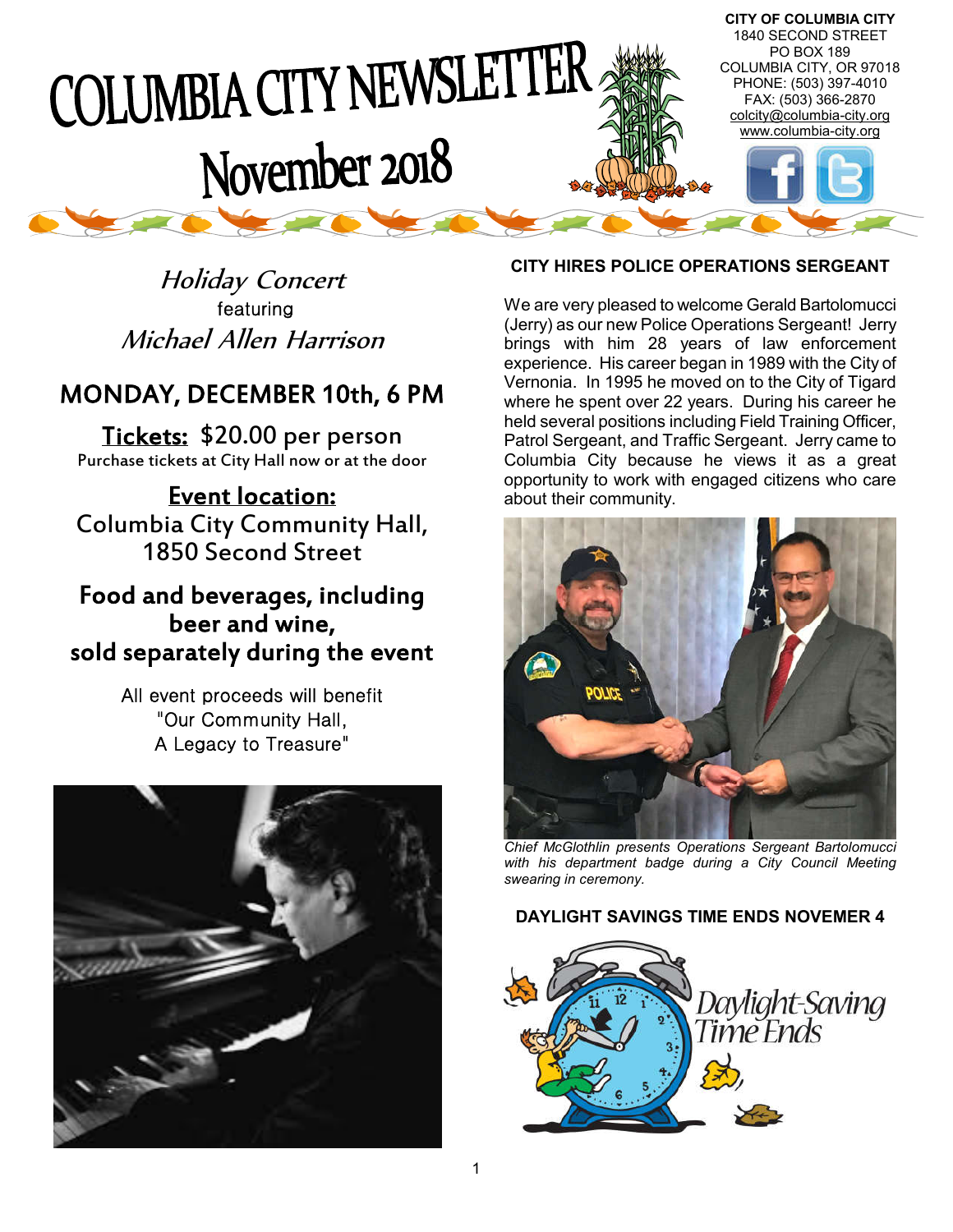# COLUMBIA CITY NEWSLETTER

## November 2018

**CITY OF COLUMBIA CITY**
1840 SECOND STREET
PO BOX 189
COLUMBIA CITY, OR 97018
PHONE: (503) 397-4010
FAX: (503) 366-2870
colcity@columbia-city.org
www.columbia-city.org

*Holiday Concert*
featuring
*Michael Allen Harrison*

## MONDAY, DECEMBER 10th, 6 PM

**Tickets:** $20.00 per person
Purchase tickets at City Hall now or at the door

**Event location:**
Columbia City Community Hall,
1850 Second Street

**Food and beverages, including beer and wine, sold separately during the event**

All event proceeds will benefit
"Our Community Hall,
A Legacy to Treasure"

### CITY HIRES POLICE OPERATIONS SERGEANT

We are very pleased to welcome Gerald Bartolomucci (Jerry) as our new Police Operations Sergeant! Jerry brings with him 28 years of law enforcement experience. His career began in 1989 with the City of Vernonia. In 1995 he moved on to the City of Tigard where he spent over 22 years. During his career he held several positions including Field Training Officer, Patrol Sergeant, and Traffic Sergeant. Jerry came to Columbia City because he views it as a great opportunity to work with engaged citizens who care about their community.

*Chief McGlothlin presents Operations Sergeant Bartolomucci with his department badge during a City Council Meeting swearing in ceremony.*

### DAYLIGHT SAVINGS TIME ENDS NOVEMER 4

Daylight-Saving Time Ends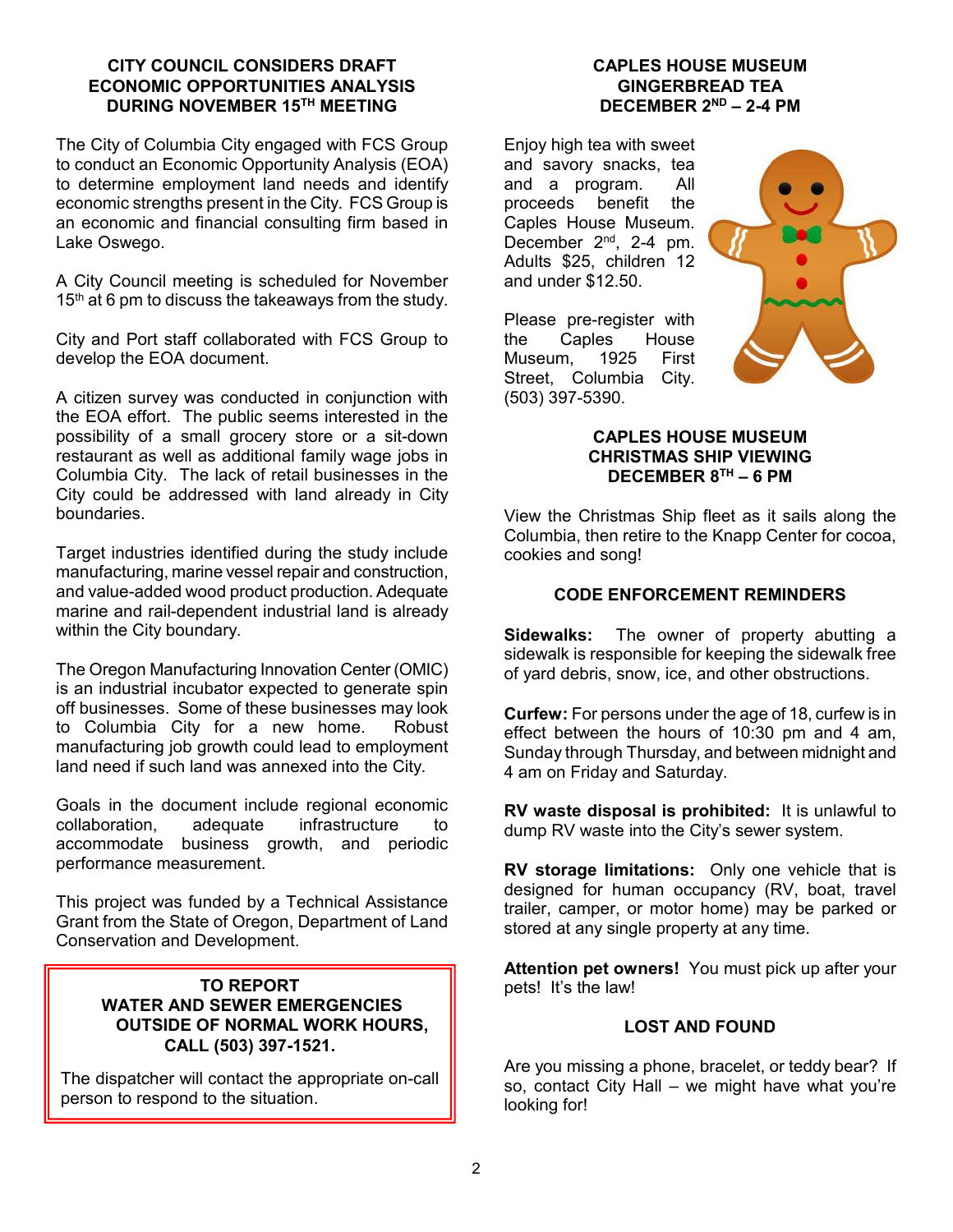## CITY COUNCIL CONSIDERS DRAFT ECONOMIC OPPORTUNITIES ANALYSIS DURING NOVEMBER 15TH MEETING

The City of Columbia City engaged with FCS Group to conduct an Economic Opportunity Analysis (EOA) to determine employment land needs and identify economic strengths present in the City. FCS Group is an economic and financial consulting firm based in Lake Oswego.

A City Council meeting is scheduled for November 15th at 6 pm to discuss the takeaways from the study.

City and Port staff collaborated with FCS Group to develop the EOA document.

A citizen survey was conducted in conjunction with the EOA effort. The public seems interested in the possibility of a small grocery store or a sit-down restaurant as well as additional family wage jobs in Columbia City. The lack of retail businesses in the City could be addressed with land already in City boundaries.

Target industries identified during the study include manufacturing, marine vessel repair and construction, and value-added wood product production. Adequate marine and rail-dependent industrial land is already within the City boundary.

The Oregon Manufacturing Innovation Center (OMIC) is an industrial incubator expected to generate spin off businesses. Some of these businesses may look to Columbia City for a new home. Robust manufacturing job growth could lead to employment land need if such land was annexed into the City.

Goals in the document include regional economic collaboration, adequate infrastructure to accommodate business growth, and periodic performance measurement.

This project was funded by a Technical Assistance Grant from the State of Oregon, Department of Land Conservation and Development.

**TO REPORT WATER AND SEWER EMERGENCIES OUTSIDE OF NORMAL WORK HOURS, CALL (503) 397-1521.**

The dispatcher will contact the appropriate on-call person to respond to the situation.

## CAPLES HOUSE MUSEUM GINGERBREAD TEA DECEMBER 2ND – 2-4 PM

Enjoy high tea with sweet and savory snacks, tea and a program. All proceeds benefit the Caples House Museum. December 2nd, 2-4 pm. Adults $25, children 12 and under $12.50.

Please pre-register with the Caples House Museum, 1925 First Street, Columbia City. (503) 397-5390.

## CAPLES HOUSE MUSEUM CHRISTMAS SHIP VIEWING DECEMBER 8TH – 6 PM

View the Christmas Ship fleet as it sails along the Columbia, then retire to the Knapp Center for cocoa, cookies and song!

## CODE ENFORCEMENT REMINDERS

**Sidewalks:** The owner of property abutting a sidewalk is responsible for keeping the sidewalk free of yard debris, snow, ice, and other obstructions.

**Curfew:** For persons under the age of 18, curfew is in effect between the hours of 10:30 pm and 4 am, Sunday through Thursday, and between midnight and 4 am on Friday and Saturday.

**RV waste disposal is prohibited:** It is unlawful to dump RV waste into the City's sewer system.

**RV storage limitations:** Only one vehicle that is designed for human occupancy (RV, boat, travel trailer, camper, or motor home) may be parked or stored at any single property at any time.

**Attention pet owners!** You must pick up after your pets! It's the law!

## LOST AND FOUND

Are you missing a phone, bracelet, or teddy bear? If so, contact City Hall – we might have what you're looking for!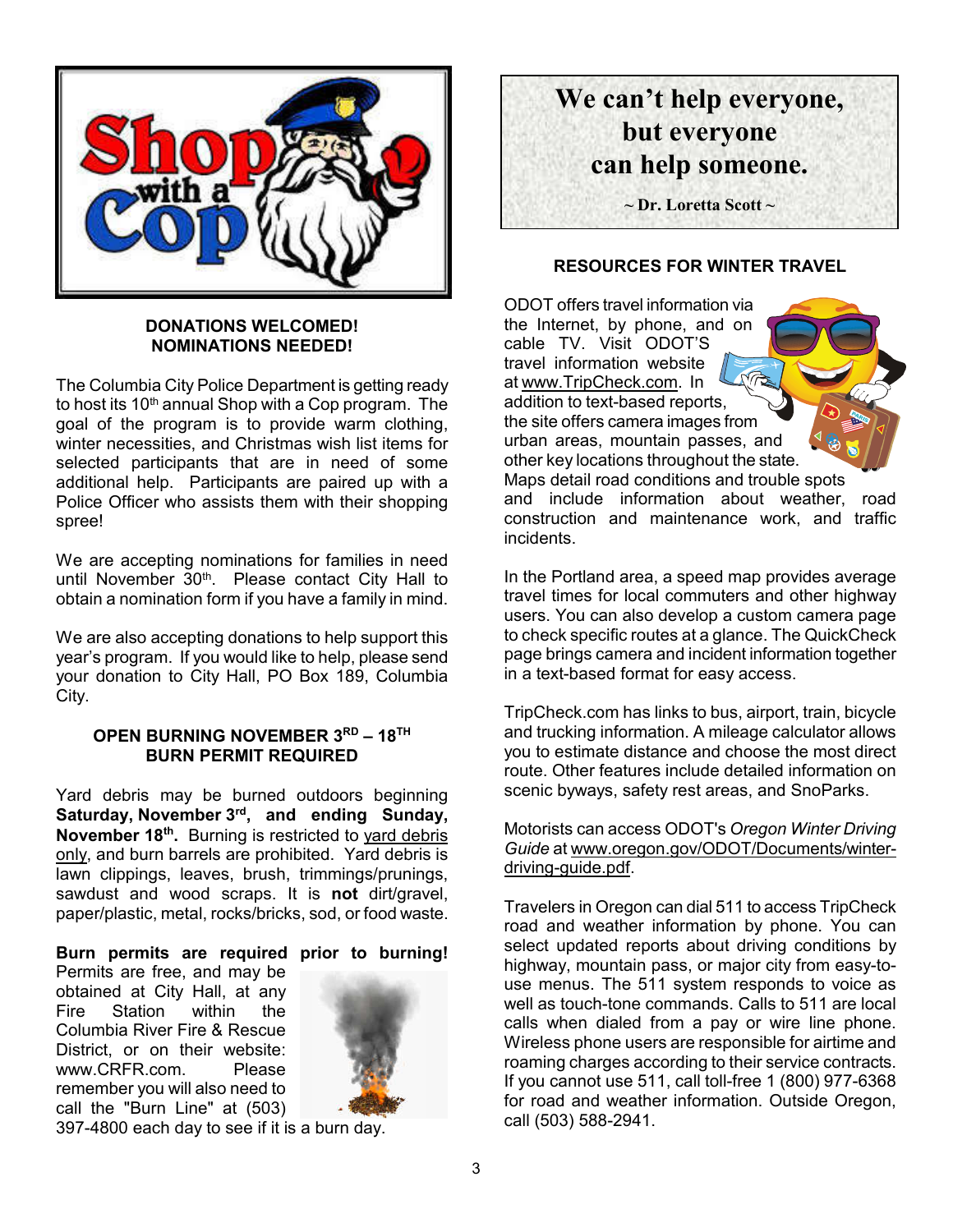## DONATIONS WELCOMED!
## NOMINATIONS NEEDED!

The Columbia City Police Department is getting ready to host its 10th annual Shop with a Cop program. The goal of the program is to provide warm clothing, winter necessities, and Christmas wish list items for selected participants that are in need of some additional help. Participants are paired up with a Police Officer who assists them with their shopping spree!

We are accepting nominations for families in need until November 30th. Please contact City Hall to obtain a nomination form if you have a family in mind.

We are also accepting donations to help support this year's program. If you would like to help, please send your donation to City Hall, PO Box 189, Columbia City.

## OPEN BURNING NOVEMBER 3RD – 18TH
## BURN PERMIT REQUIRED

Yard debris may be burned outdoors beginning **Saturday, November 3rd, and ending Sunday, November 18th.** Burning is restricted to yard debris only, and burn barrels are prohibited. Yard debris is lawn clippings, leaves, brush, trimmings/prunings, sawdust and wood scraps. It is **not** dirt/gravel, paper/plastic, metal, rocks/bricks, sod, or food waste.

**Burn permits are required prior to burning!** Permits are free, and may be obtained at City Hall, at any Fire Station within the Columbia River Fire & Rescue District, or on their website: www.CRFR.com. Please remember you will also need to call the "Burn Line" at (503) 397-4800 each day to see if it is a burn day.

**We can't help everyone,**
**but everyone**
**can help someone.**

**~ Dr. Loretta Scott ~**

## RESOURCES FOR WINTER TRAVEL

ODOT offers travel information via the Internet, by phone, and on cable TV. Visit ODOT'S travel information website at www.TripCheck.com. In addition to text-based reports, the site offers camera images from urban areas, mountain passes, and other key locations throughout the state. Maps detail road conditions and trouble spots and include information about weather, road construction and maintenance work, and traffic incidents.

In the Portland area, a speed map provides average travel times for local commuters and other highway users. You can also develop a custom camera page to check specific routes at a glance. The QuickCheck page brings camera and incident information together in a text-based format for easy access.

TripCheck.com has links to bus, airport, train, bicycle and trucking information. A mileage calculator allows you to estimate distance and choose the most direct route. Other features include detailed information on scenic byways, safety rest areas, and SnoParks.

Motorists can access ODOT's *Oregon Winter Driving Guide* at www.oregon.gov/ODOT/Documents/winter-driving-guide.pdf.

Travelers in Oregon can dial 511 to access TripCheck road and weather information by phone. You can select updated reports about driving conditions by highway, mountain pass, or major city from easy-to-use menus. The 511 system responds to voice as well as touch-tone commands. Calls to 511 are local calls when dialed from a pay or wire line phone. Wireless phone users are responsible for airtime and roaming charges according to their service contracts. If you cannot use 511, call toll-free 1 (800) 977-6368 for road and weather information. Outside Oregon, call (503) 588-2941.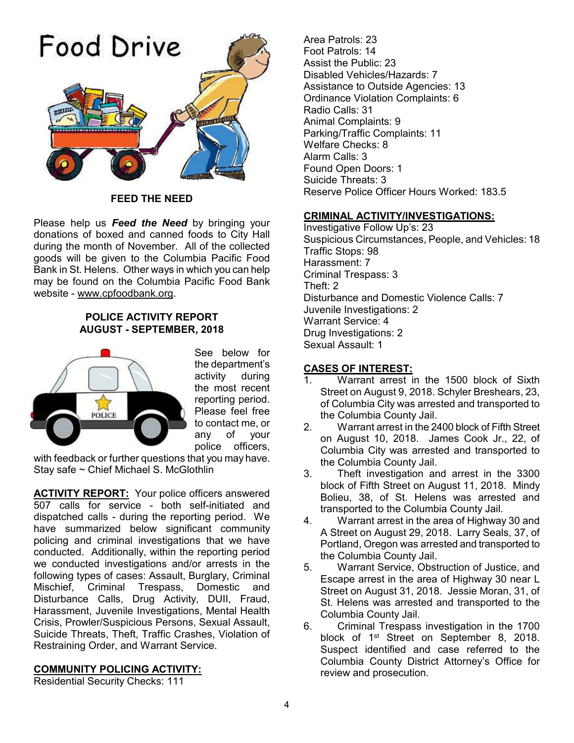# Food Drive

**FEED THE NEED**

Please help us ***Feed the Need*** by bringing your donations of boxed and canned foods to City Hall during the month of November. All of the collected goods will be given to the Columbia Pacific Food Bank in St. Helens. Other ways in which you can help may be found on the Columbia Pacific Food Bank website - www.cpfoodbank.org.

**POLICE ACTIVITY REPORT**
**AUGUST - SEPTEMBER, 2018**

See below for the department's activity during the most recent reporting period. Please feel free to contact me, or any of your police officers, with feedback or further questions that you may have.
Stay safe ~ Chief Michael S. McGlothlin

**ACTIVITY REPORT:** Your police officers answered 507 calls for service - both self-initiated and dispatched calls - during the reporting period. We have summarized below significant community policing and criminal investigations that we have conducted. Additionally, within the reporting period we conducted investigations and/or arrests in the following types of cases: Assault, Burglary, Criminal Mischief, Criminal Trespass, Domestic and Disturbance Calls, Drug Activity, DUII, Fraud, Harassment, Juvenile Investigations, Mental Health Crisis, Prowler/Suspicious Persons, Sexual Assault, Suicide Threats, Theft, Traffic Crashes, Violation of Restraining Order, and Warrant Service.

**COMMUNITY POLICING ACTIVITY:**
Residential Security Checks: 111
Area Patrols: 23
Foot Patrols: 14
Assist the Public: 23
Disabled Vehicles/Hazards: 7
Assistance to Outside Agencies: 13
Ordinance Violation Complaints: 6
Radio Calls: 31
Animal Complaints: 9
Parking/Traffic Complaints: 11
Welfare Checks: 8
Alarm Calls: 3
Found Open Doors: 1
Suicide Threats: 3
Reserve Police Officer Hours Worked: 183.5

**CRIMINAL ACTIVITY/INVESTIGATIONS:**
Investigative Follow Up's: 23
Suspicious Circumstances, People, and Vehicles: 18
Traffic Stops: 98
Harassment: 7
Criminal Trespass: 3
Theft: 2
Disturbance and Domestic Violence Calls: 7
Juvenile Investigations: 2
Warrant Service: 4
Drug Investigations: 2
Sexual Assault: 1

**CASES OF INTEREST:**

1. Warrant arrest in the 1500 block of Sixth Street on August 9, 2018. Schyler Breshears, 23, of Columbia City was arrested and transported to the Columbia County Jail.
2. Warrant arrest in the 2400 block of Fifth Street on August 10, 2018. James Cook Jr., 22, of Columbia City was arrested and transported to the Columbia County Jail.
3. Theft investigation and arrest in the 3300 block of Fifth Street on August 11, 2018. Mindy Bolieu, 38, of St. Helens was arrested and transported to the Columbia County Jail.
4. Warrant arrest in the area of Highway 30 and A Street on August 29, 2018. Larry Seals, 37, of Portland, Oregon was arrested and transported to the Columbia County Jail.
5. Warrant Service, Obstruction of Justice, and Escape arrest in the area of Highway 30 near L Street on August 31, 2018. Jessie Moran, 31, of St. Helens was arrested and transported to the Columbia County Jail.
6. Criminal Trespass investigation in the 1700 block of 1st Street on September 8, 2018. Suspect identified and case referred to the Columbia County District Attorney's Office for review and prosecution.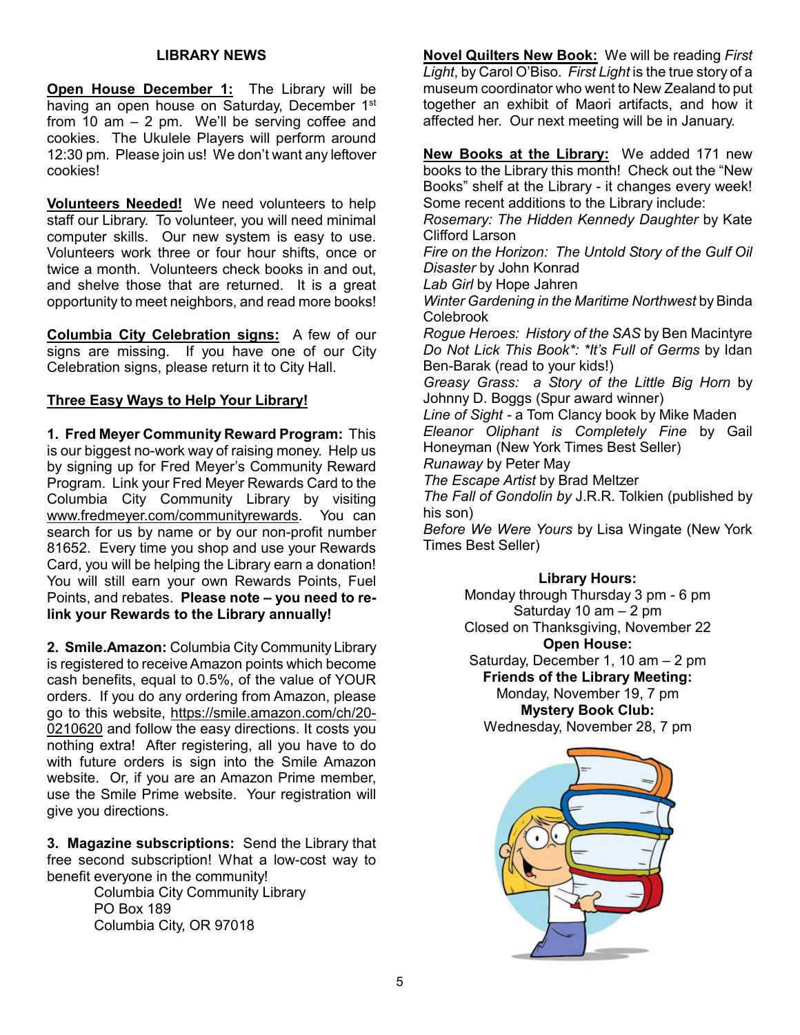## LIBRARY NEWS

**Open House December 1:** The Library will be having an open house on Saturday, December 1st from 10 am – 2 pm. We'll be serving coffee and cookies. The Ukulele Players will perform around 12:30 pm. Please join us! We don't want any leftover cookies!

**Volunteers Needed!** We need volunteers to help staff our Library. To volunteer, you will need minimal computer skills. Our new system is easy to use. Volunteers work three or four hour shifts, once or twice a month. Volunteers check books in and out, and shelve those that are returned. It is a great opportunity to meet neighbors, and read more books!

**Columbia City Celebration signs:** A few of our signs are missing. If you have one of our City Celebration signs, please return it to City Hall.

### Three Easy Ways to Help Your Library!

**1. Fred Meyer Community Reward Program:** This is our biggest no-work way of raising money. Help us by signing up for Fred Meyer's Community Reward Program. Link your Fred Meyer Rewards Card to the Columbia City Community Library by visiting www.fredmeyer.com/communityrewards. You can search for us by name or by our non-profit number 81652. Every time you shop and use your Rewards Card, you will be helping the Library earn a donation! You will still earn your own Rewards Points, Fuel Points, and rebates. **Please note – you need to re-link your Rewards to the Library annually!**

**2. Smile.Amazon:** Columbia City Community Library is registered to receive Amazon points which become cash benefits, equal to 0.5%, of the value of YOUR orders. If you do any ordering from Amazon, please go to this website, https://smile.amazon.com/ch/20-0210620 and follow the easy directions. It costs you nothing extra! After registering, all you have to do with future orders is sign into the Smile Amazon website. Or, if you are an Amazon Prime member, use the Smile Prime website. Your registration will give you directions.

**3. Magazine subscriptions:** Send the Library that free second subscription! What a low-cost way to benefit everyone in the community!

Columbia City Community Library
PO Box 189
Columbia City, OR 97018

**Novel Quilters New Book:** We will be reading *First Light*, by Carol O'Biso. *First Light* is the true story of a museum coordinator who went to New Zealand to put together an exhibit of Maori artifacts, and how it affected her. Our next meeting will be in January.

**New Books at the Library:** We added 171 new books to the Library this month! Check out the "New Books" shelf at the Library - it changes every week! Some recent additions to the Library include:

*Rosemary: The Hidden Kennedy Daughter* by Kate Clifford Larson
*Fire on the Horizon: The Untold Story of the Gulf Oil Disaster* by John Konrad
*Lab Girl* by Hope Jahren
*Winter Gardening in the Maritime Northwest* by Binda Colebrook
*Rogue Heroes: History of the SAS* by Ben Macintyre
*Do Not Lick This Book*: *It's Full of Germs* by Idan Ben-Barak (read to your kids!)
*Greasy Grass: a Story of the Little Big Horn* by Johnny D. Boggs (Spur award winner)
*Line of Sight* - a Tom Clancy book by Mike Maden
*Eleanor Oliphant is Completely Fine* by Gail Honeyman (New York Times Best Seller)
*Runaway* by Peter May
*The Escape Artist* by Brad Meltzer
*The Fall of Gondolin by* J.R.R. Tolkien (published by his son)
*Before We Were Yours* by Lisa Wingate (New York Times Best Seller)

**Library Hours:**
Monday through Thursday 3 pm - 6 pm
Saturday 10 am – 2 pm
Closed on Thanksgiving, November 22

**Open House:**
Saturday, December 1, 10 am – 2 pm

**Friends of the Library Meeting:**
Monday, November 19, 7 pm

**Mystery Book Club:**
Wednesday, November 28, 7 pm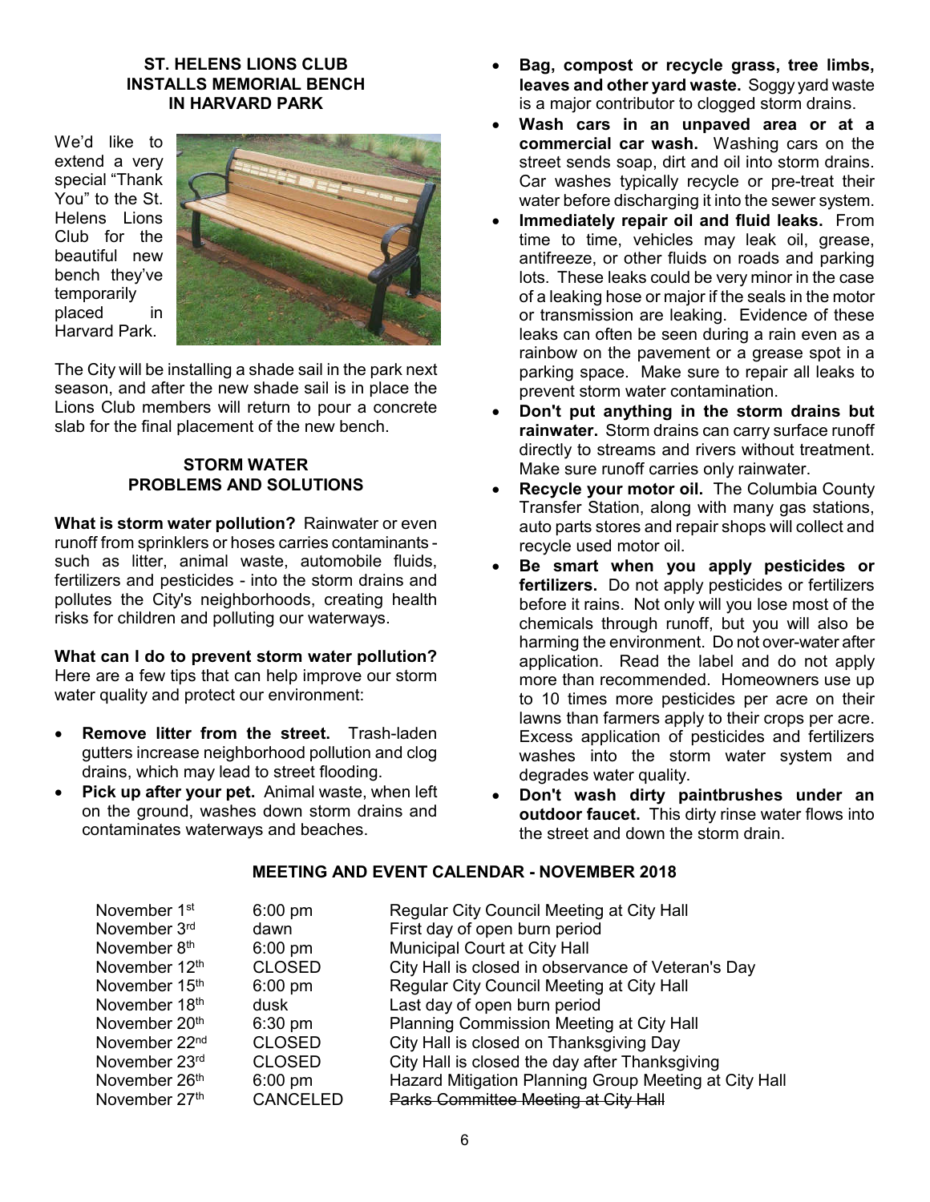## ST. HELENS LIONS CLUB INSTALLS MEMORIAL BENCH IN HARVARD PARK

We'd like to extend a very special "Thank You" to the St. Helens Lions Club for the beautiful new bench they've temporarily placed in Harvard Park.

The City will be installing a shade sail in the park next season, and after the new shade sail is in place the Lions Club members will return to pour a concrete slab for the final placement of the new bench.

## STORM WATER PROBLEMS AND SOLUTIONS

**What is storm water pollution?** Rainwater or even runoff from sprinklers or hoses carries contaminants - such as litter, animal waste, automobile fluids, fertilizers and pesticides - into the storm drains and pollutes the City's neighborhoods, creating health risks for children and polluting our waterways.

**What can I do to prevent storm water pollution?** Here are a few tips that can help improve our storm water quality and protect our environment:

- **Remove litter from the street.** Trash-laden gutters increase neighborhood pollution and clog drains, which may lead to street flooding.
- **Pick up after your pet.** Animal waste, when left on the ground, washes down storm drains and contaminates waterways and beaches.
- **Bag, compost or recycle grass, tree limbs, leaves and other yard waste.** Soggy yard waste is a major contributor to clogged storm drains.
- **Wash cars in an unpaved area or at a commercial car wash.** Washing cars on the street sends soap, dirt and oil into storm drains. Car washes typically recycle or pre-treat their water before discharging it into the sewer system.
- **Immediately repair oil and fluid leaks.** From time to time, vehicles may leak oil, grease, antifreeze, or other fluids on roads and parking lots. These leaks could be very minor in the case of a leaking hose or major if the seals in the motor or transmission are leaking. Evidence of these leaks can often be seen during a rain even as a rainbow on the pavement or a grease spot in a parking space. Make sure to repair all leaks to prevent storm water contamination.
- **Don't put anything in the storm drains but rainwater.** Storm drains can carry surface runoff directly to streams and rivers without treatment. Make sure runoff carries only rainwater.
- **Recycle your motor oil.** The Columbia County Transfer Station, along with many gas stations, auto parts stores and repair shops will collect and recycle used motor oil.
- **Be smart when you apply pesticides or fertilizers.** Do not apply pesticides or fertilizers before it rains. Not only will you lose most of the chemicals through runoff, but you will also be harming the environment. Do not over-water after application. Read the label and do not apply more than recommended. Homeowners use up to 10 times more pesticides per acre on their lawns than farmers apply to their crops per acre. Excess application of pesticides and fertilizers washes into the storm water system and degrades water quality.
- **Don't wash dirty paintbrushes under an outdoor faucet.** This dirty rinse water flows into the street and down the storm drain.

## MEETING AND EVENT CALENDAR - NOVEMBER 2018

| | | |
|---|---|---|
| November 1st | 6:00 pm | Regular City Council Meeting at City Hall |
| November 3rd | dawn | First day of open burn period |
| November 8th | 6:00 pm | Municipal Court at City Hall |
| November 12th | CLOSED | City Hall is closed in observance of Veteran's Day |
| November 15th | 6:00 pm | Regular City Council Meeting at City Hall |
| November 18th | dusk | Last day of open burn period |
| November 20th | 6:30 pm | Planning Commission Meeting at City Hall |
| November 22nd | CLOSED | City Hall is closed on Thanksgiving Day |
| November 23rd | CLOSED | City Hall is closed the day after Thanksgiving |
| November 26th | 6:00 pm | Hazard Mitigation Planning Group Meeting at City Hall |
| November 27th | CANCELED | ~~Parks Committee Meeting at City Hall~~ |